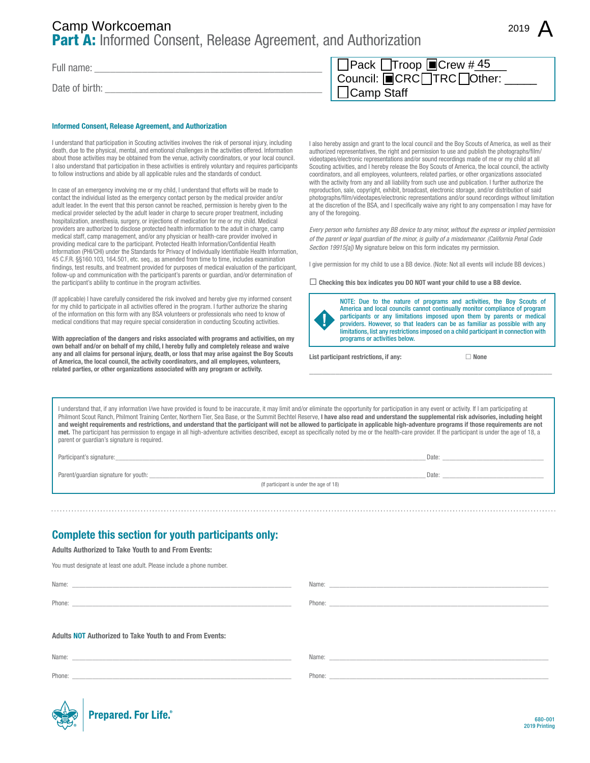# Camp Workcoeman

## Part A: Informed Consent, Release Agreement, and Authorization

2019 **A**

Full name: ______________________________________________

Date of birth: ___________________________________________

☐ Pack ☐ Troop ■ Crew # 45
Council: ■ CRC ☐ TRC ☐ Other: _____
☐ Camp Staff

### Informed Consent, Release Agreement, and Authorization

I understand that participation in Scouting activities involves the risk of personal injury, including death, due to the physical, mental, and emotional challenges in the activities offered. Information about those activities may be obtained from the venue, activity coordinators, or your local council. I also understand that participation in these activities is entirely voluntary and requires participants to follow instructions and abide by all applicable rules and the standards of conduct.

In case of an emergency involving me or my child, I understand that efforts will be made to contact the individual listed as the emergency contact person by the medical provider and/or adult leader. In the event that this person cannot be reached, permission is hereby given to the medical provider selected by the adult leader in charge to secure proper treatment, including hospitalization, anesthesia, surgery, or injections of medication for me or my child. Medical providers are authorized to disclose protected health information to the adult in charge, camp medical staff, camp management, and/or any physician or health-care provider involved in providing medical care to the participant. Protected Health Information/Confidential Health Information (PHI/CHI) under the Standards for Privacy of Individually Identifiable Health Information, 45 C.F.R. §§160.103, 164.501, etc. seq., as amended from time to time, includes examination findings, test results, and treatment provided for purposes of medical evaluation of the participant, follow-up and communication with the participant's parents or guardian, and/or determination of the participant's ability to continue in the program activities.

(If applicable) I have carefully considered the risk involved and hereby give my informed consent for my child to participate in all activities offered in the program. I further authorize the sharing of the information on this form with any BSA volunteers or professionals who need to know of medical conditions that may require special consideration in conducting Scouting activities.

**With appreciation of the dangers and risks associated with programs and activities, on my own behalf and/or on behalf of my child, I hereby fully and completely release and waive any and all claims for personal injury, death, or loss that may arise against the Boy Scouts of America, the local council, the activity coordinators, and all employees, volunteers, related parties, or other organizations associated with any program or activity.**

I also hereby assign and grant to the local council and the Boy Scouts of America, as well as their authorized representatives, the right and permission to use and publish the photographs/film/videotapes/electronic representations and/or sound recordings made of me or my child at all Scouting activities, and I hereby release the Boy Scouts of America, the local council, the activity coordinators, and all employees, volunteers, related parties, or other organizations associated with the activity from any and all liability from such use and publication. I further authorize the reproduction, sale, copyright, exhibit, broadcast, electronic storage, and/or distribution of said photographs/film/videotapes/electronic representations and/or sound recordings without limitation at the discretion of the BSA, and I specifically waive any right to any compensation I may have for any of the foregoing.

*Every person who furnishes any BB device to any minor, without the express or implied permission of the parent or legal guardian of the minor, is guilty of a misdemeanor. (California Penal Code Section 19915[a])* My signature below on this form indicates my permission.

I give permission for my child to use a BB device. (Note: Not all events will include BB devices.)

☐ **Checking this box indicates you DO NOT want your child to use a BB device.**

NOTE: Due to the nature of programs and activities, the Boy Scouts of America and local councils cannot continually monitor compliance of program participants or any limitations imposed upon them by parents or medical providers. However, so that leaders can be as familiar as possible with any limitations, list any restrictions imposed on a child participant in connection with programs or activities below.

**List participant restrictions, if any:** ☐ **None**

______________________________________________________________

I understand that, if any information I/we have provided is found to be inaccurate, it may limit and/or eliminate the opportunity for participation in any event or activity. If I am participating at Philmont Scout Ranch, Philmont Training Center, Northern Tier, Sea Base, or the Summit Bechtel Reserve, **I have also read and understand the supplemental risk advisories, including height and weight requirements and restrictions, and understand that the participant will not be allowed to participate in applicable high-adventure programs if those requirements are not met.** The participant has permission to engage in all high-adventure activities described, except as specifically noted by me or the health-care provider. If the participant is under the age of 18, a parent or guardian's signature is required.

Participant's signature: ______________________________________________ Date: ________________

Parent/guardian signature for youth: ______________________________________ Date: ________________
(If participant is under the age of 18)

## Complete this section for youth participants only:

**Adults Authorized to Take Youth to and From Events:**

You must designate at least one adult. Please include a phone number.

Name: ______________________________ Name: ______________________________

Phone: ______________________________ Phone: ______________________________

**Adults NOT Authorized to Take Youth to and From Events:**

Name: ______________________________ Name: ______________________________

Phone: ______________________________ Phone: ______________________________

**Prepared. For Life.®**

680-001
2019 Printing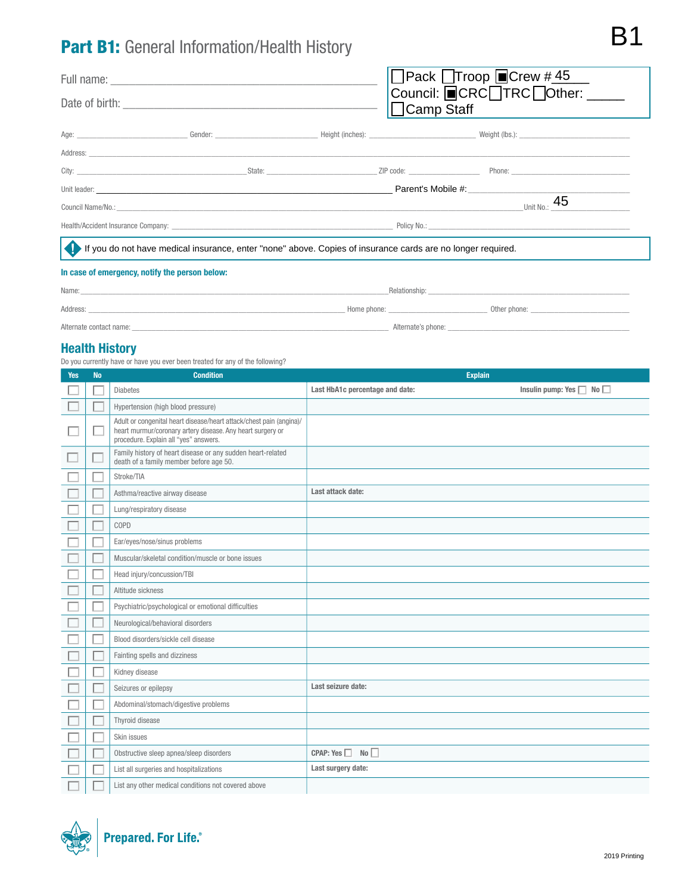# Part B1: General Information/Health History

B1

Full name: ______________________________

Date of birth: ______________________________

☐ Pack ☐ Troop ■ Crew # 45
Council: ■ CRC ☐ TRC ☐ Other: _____
☐ Camp Staff

Age: ________ Gender: ________ Height (inches): ________ Weight (lbs.): ________

Address: ______________________________

City: ________ State: ________ ZIP code: ________ Phone: ________

Unit leader: ________ Parent's Mobile #: ________

Council Name/No.: ________ Unit No.: 45

Health/Accident Insurance Company: ________ Policy No.: ________

If you do not have medical insurance, enter "none" above. Copies of insurance cards are no longer required.

**In case of emergency, notify the person below:**

Name: ________ Relationship: ________

Address: ________ Home phone: ________ Other phone: ________

Alternate contact name: ________ Alternate's phone: ________

## Health History

Do you currently have or have you ever been treated for any of the following?

| Yes | No | Condition | Explain |
|---|---|---|---|
| ☐ | ☐ | Diabetes | **Last HbA1c percentage and date:** **Insulin pump: Yes** ☐ **No** ☐ |
| ☐ | ☐ | Hypertension (high blood pressure) | |
| ☐ | ☐ | Adult or congenital heart disease/heart attack/chest pain (angina)/ heart murmur/coronary artery disease. Any heart surgery or procedure. Explain all "yes" answers. | |
| ☐ | ☐ | Family history of heart disease or any sudden heart-related death of a family member before age 50. | |
| ☐ | ☐ | Stroke/TIA | |
| ☐ | ☐ | Asthma/reactive airway disease | **Last attack date:** |
| ☐ | ☐ | Lung/respiratory disease | |
| ☐ | ☐ | COPD | |
| ☐ | ☐ | Ear/eyes/nose/sinus problems | |
| ☐ | ☐ | Muscular/skeletal condition/muscle or bone issues | |
| ☐ | ☐ | Head injury/concussion/TBI | |
| ☐ | ☐ | Altitude sickness | |
| ☐ | ☐ | Psychiatric/psychological or emotional difficulties | |
| ☐ | ☐ | Neurological/behavioral disorders | |
| ☐ | ☐ | Blood disorders/sickle cell disease | |
| ☐ | ☐ | Fainting spells and dizziness | |
| ☐ | ☐ | Kidney disease | |
| ☐ | ☐ | Seizures or epilepsy | **Last seizure date:** |
| ☐ | ☐ | Abdominal/stomach/digestive problems | |
| ☐ | ☐ | Thyroid disease | |
| ☐ | ☐ | Skin issues | |
| ☐ | ☐ | Obstructive sleep apnea/sleep disorders | **CPAP: Yes** ☐ **No** ☐ |
| ☐ | ☐ | List all surgeries and hospitalizations | **Last surgery date:** |
| ☐ | ☐ | List any other medical conditions not covered above | |

Prepared. For Life.®

2019 Printing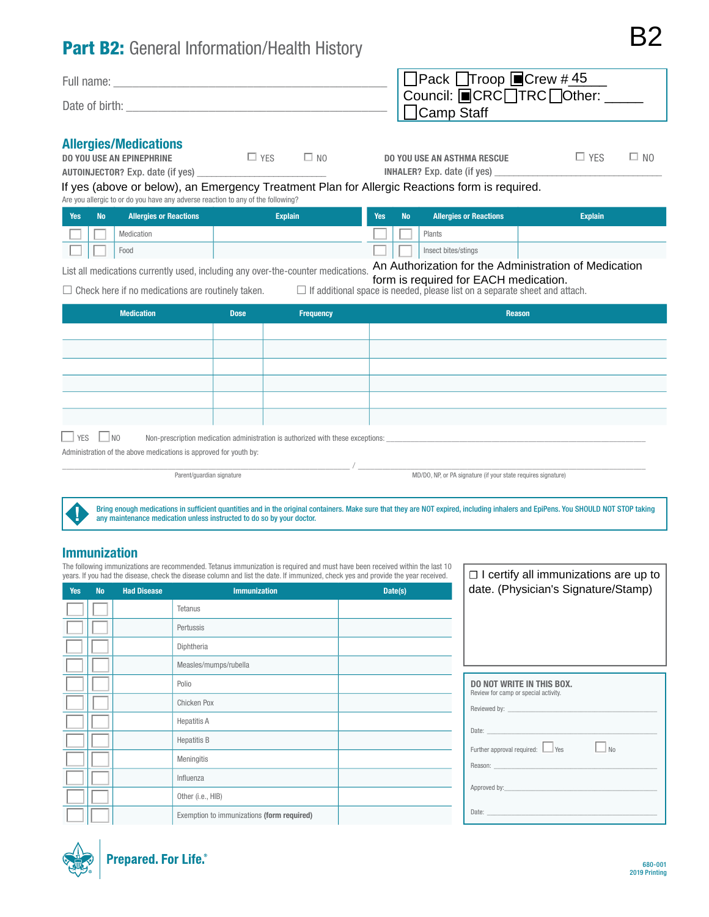B2

# Part B2: General Information/Health History

Full name: ______________________________

Date of birth: ______________________________

☐ Pack ☐ Troop ■ Crew # 45
Council: ■ CRC ☐ TRC ☐ Other: _____
☐ Camp Staff

## Allergies/Medications

DO YOU USE AN EPINEPHRINE AUTOINJECTOR? Exp. date (if yes) ____________ ☐ YES ☐ NO

DO YOU USE AN ASTHMA RESCUE INHALER? Exp. date (if yes) ____________ ☐ YES ☐ NO

If yes (above or below), an Emergency Treatment Plan for Allergic Reactions form is required.

Are you allergic to or do you have any adverse reaction to any of the following?

| Yes | No | Allergies or Reactions | Explain |
|---|---|---|---|
| ☐ | ☐ | Medication | |
| ☐ | ☐ | Food | |

| Yes | No | Allergies or Reactions | Explain |
|---|---|---|---|
| ☐ | ☐ | Plants | |
| ☐ | ☐ | Insect bites/stings | |

List all medications currently used, including any over-the-counter medications.

An Authorization for the Administration of Medication form is required for EACH medication.

☐ Check here if no medications are routinely taken. ☐ If additional space is needed, please list on a separate sheet and attach.

| Medication | Dose | Frequency | Reason |
|---|---|---|---|
| | | | |
| | | | |
| | | | |
| | | | |
| | | | |
| | | | |

☐ YES ☐ NO Non-prescription medication administration is authorized with these exceptions: ______________________

Administration of the above medications is approved for youth by:

______________________________ / ______________________________
Parent/guardian signature / MD/DO, NP, or PA signature (if your state requires signature)

**!** Bring enough medications in sufficient quantities and in the original containers. Make sure that they are NOT expired, including inhalers and EpiPens. You SHOULD NOT STOP taking any maintenance medication unless instructed to do so by your doctor.

## Immunization

The following immunizations are recommended. Tetanus immunization is required and must have been received within the last 10 years. If you had the disease, check the disease column and list the date. If immunized, check yes and provide the year received.

| Yes | No | Had Disease | Immunization | Date(s) |
|---|---|---|---|---|
| ☐ | ☐ | | Tetanus | |
| ☐ | ☐ | | Pertussis | |
| ☐ | ☐ | | Diphtheria | |
| ☐ | ☐ | | Measles/mumps/rubella | |
| ☐ | ☐ | | Polio | |
| ☐ | ☐ | | Chicken Pox | |
| ☐ | ☐ | | Hepatitis A | |
| ☐ | ☐ | | Hepatitis B | |
| ☐ | ☐ | | Meningitis | |
| ☐ | ☐ | | Influenza | |
| ☐ | ☐ | | Other (i.e., HIB) | |
| ☐ | ☐ | | Exemption to immunizations **(form required)** | |

☐ I certify all immunizations are up to date. (Physician's Signature/Stamp)

**DO NOT WRITE IN THIS BOX.**
Review for camp or special activity.

Reviewed by: ______________________

Date: ______________________

Further approval required: ☐ Yes ☐ No

Reason: ______________________

Approved by: ______________________

Date: ______________________

Prepared. For Life.®

680-001
2019 Printing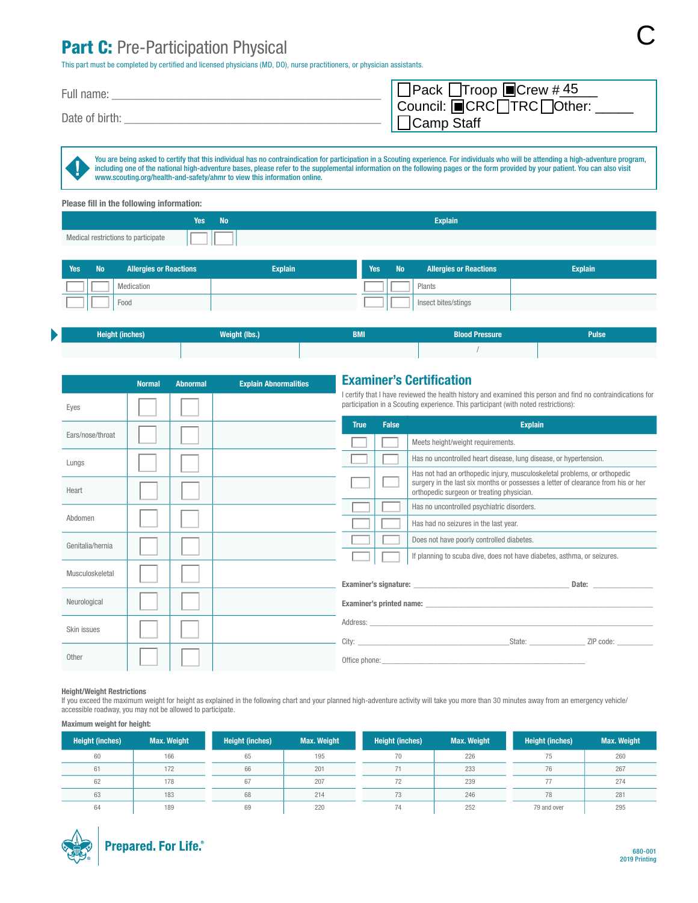C

# **Part C:** Pre-Participation Physical

This part must be completed by certified and licensed physicians (MD, DO), nurse practitioners, or physician assistants.

Full name: ___________________________________________

Date of birth: ___________________________________________

☐ Pack ☐ Troop ■ Crew # 45
Council: ■ CRC ☐ TRC ☐ Other: _____
☐ Camp Staff

You are being asked to certify that this individual has no contraindication for participation in a Scouting experience. For individuals who will be attending a high-adventure program, including one of the national high-adventure bases, please refer to the supplemental information on the following pages or the form provided by your patient. You can also visit www.scouting.org/health-and-safety/ahmr to view this information online.

**Please fill in the following information:**

| | Yes | No | Explain |
|---|---|---|---|
| Medical restrictions to participate | ☐ | ☐ | |

| Yes | No | Allergies or Reactions | Explain |
|---|---|---|---|
| ☐ | ☐ | Medication | |
| ☐ | ☐ | Food | |
| ☐ | ☐ | Plants | |
| ☐ | ☐ | Insect bites/stings | |

| Height (inches) | Weight (lbs.) | BMI | Blood Pressure | Pulse |
|---|---|---|---|---|
| | | | / | |

| | Normal | Abnormal | Explain Abnormalities |
|---|---|---|---|
| Eyes | ☐ | ☐ | |
| Ears/nose/throat | ☐ | ☐ | |
| Lungs | ☐ | ☐ | |
| Heart | ☐ | ☐ | |
| Abdomen | ☐ | ☐ | |
| Genitalia/hernia | ☐ | ☐ | |
| Musculoskeletal | ☐ | ☐ | |
| Neurological | ☐ | ☐ | |
| Skin issues | ☐ | ☐ | |
| Other | ☐ | ☐ | |

## Examiner's Certification

I certify that I have reviewed the health history and examined this person and find no contraindications for participation in a Scouting experience. This participant (with noted restrictions):

| True | False | Explain |
|---|---|---|
| ☐ | ☐ | Meets height/weight requirements. |
| ☐ | ☐ | Has no uncontrolled heart disease, lung disease, or hypertension. |
| ☐ | ☐ | Has not had an orthopedic injury, musculoskeletal problems, or orthopedic surgery in the last six months or possesses a letter of clearance from his or her orthopedic surgeon or treating physician. |
| ☐ | ☐ | Has no uncontrolled psychiatric disorders. |
| ☐ | ☐ | Has had no seizures in the last year. |
| ☐ | ☐ | Does not have poorly controlled diabetes. |
| ☐ | ☐ | If planning to scuba dive, does not have diabetes, asthma, or seizures. |

**Examiner's signature:** ___________________________ **Date:** ___________

**Examiner's printed name:** ___________________________________________

Address: ___________________________________________

City: ___________________________ State: ___________ ZIP code: ___________

Office phone: ___________________________________________

**Height/Weight Restrictions**

If you exceed the maximum weight for height as explained in the following chart and your planned high-adventure activity will take you more than 30 minutes away from an emergency vehicle/accessible roadway, you may not be allowed to participate.

**Maximum weight for height:**

| Height (inches) | Max. Weight | Height (inches) | Max. Weight | Height (inches) | Max. Weight | Height (inches) | Max. Weight |
|---|---|---|---|---|---|---|---|
| 60 | 166 | 65 | 195 | 70 | 226 | 75 | 260 |
| 61 | 172 | 66 | 201 | 71 | 233 | 76 | 267 |
| 62 | 178 | 67 | 207 | 72 | 239 | 77 | 274 |
| 63 | 183 | 68 | 214 | 73 | 246 | 78 | 281 |
| 64 | 189 | 69 | 220 | 74 | 252 | 79 and over | 295 |

**Prepared. For Life.®**

680-001
2019 Printing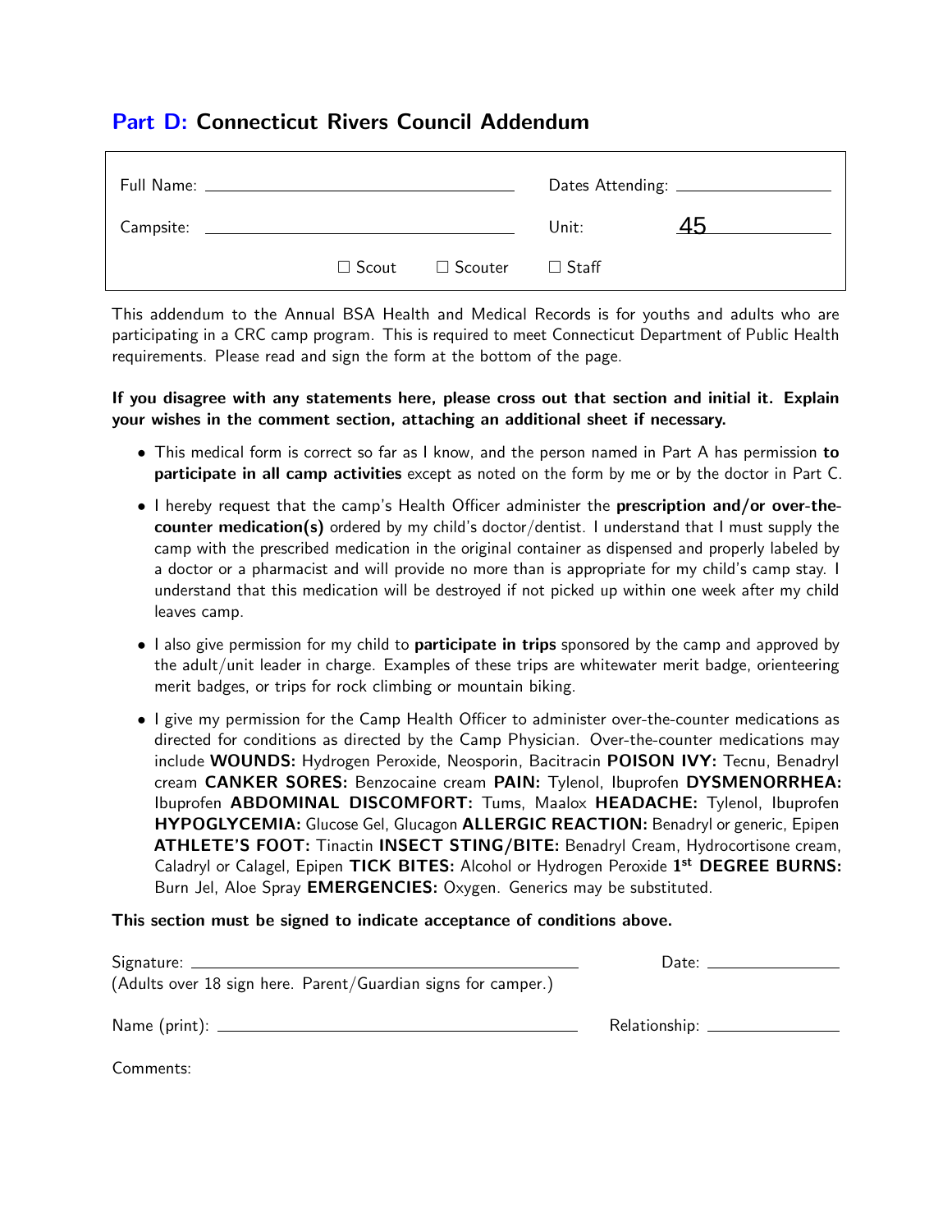## Part D: Connecticut Rivers Council Addendum

Full Name: ______________________ Dates Attending: ______________

Campsite: ______________________ Unit: 45

☐ Scout ☐ Scouter ☐ Staff

This addendum to the Annual BSA Health and Medical Records is for youths and adults who are participating in a CRC camp program. This is required to meet Connecticut Department of Public Health requirements. Please read and sign the form at the bottom of the page.

**If you disagree with any statements here, please cross out that section and initial it. Explain your wishes in the comment section, attaching an additional sheet if necessary.**

- This medical form is correct so far as I know, and the person named in Part A has permission **to participate in all camp activities** except as noted on the form by me or by the doctor in Part C.
- I hereby request that the camp's Health Officer administer the **prescription and/or over-the-counter medication(s)** ordered by my child's doctor/dentist. I understand that I must supply the camp with the prescribed medication in the original container as dispensed and properly labeled by a doctor or a pharmacist and will provide no more than is appropriate for my child's camp stay. I understand that this medication will be destroyed if not picked up within one week after my child leaves camp.
- I also give permission for my child to **participate in trips** sponsored by the camp and approved by the adult/unit leader in charge. Examples of these trips are whitewater merit badge, orienteering merit badges, or trips for rock climbing or mountain biking.
- I give my permission for the Camp Health Officer to administer over-the-counter medications as directed for conditions as directed by the Camp Physician. Over-the-counter medications may include **WOUNDS:** Hydrogen Peroxide, Neosporin, Bacitracin **POISON IVY:** Tecnu, Benadryl cream **CANKER SORES:** Benzocaine cream **PAIN:** Tylenol, Ibuprofen **DYSMENORRHEA:** Ibuprofen **ABDOMINAL DISCOMFORT:** Tums, Maalox **HEADACHE:** Tylenol, Ibuprofen **HYPOGLYCEMIA:** Glucose Gel, Glucagon **ALLERGIC REACTION:** Benadryl or generic, Epipen **ATHLETE'S FOOT:** Tinactin **INSECT STING/BITE:** Benadryl Cream, Hydrocortisone cream, Caladryl or Calagel, Epipen **TICK BITES:** Alcohol or Hydrogen Peroxide **1st DEGREE BURNS:** Burn Jel, Aloe Spray **EMERGENCIES:** Oxygen. Generics may be substituted.

**This section must be signed to indicate acceptance of conditions above.**

Signature: ______________________ Date: ______________
(Adults over 18 sign here. Parent/Guardian signs for camper.)

Name (print): ______________________ Relationship: ______________

Comments: